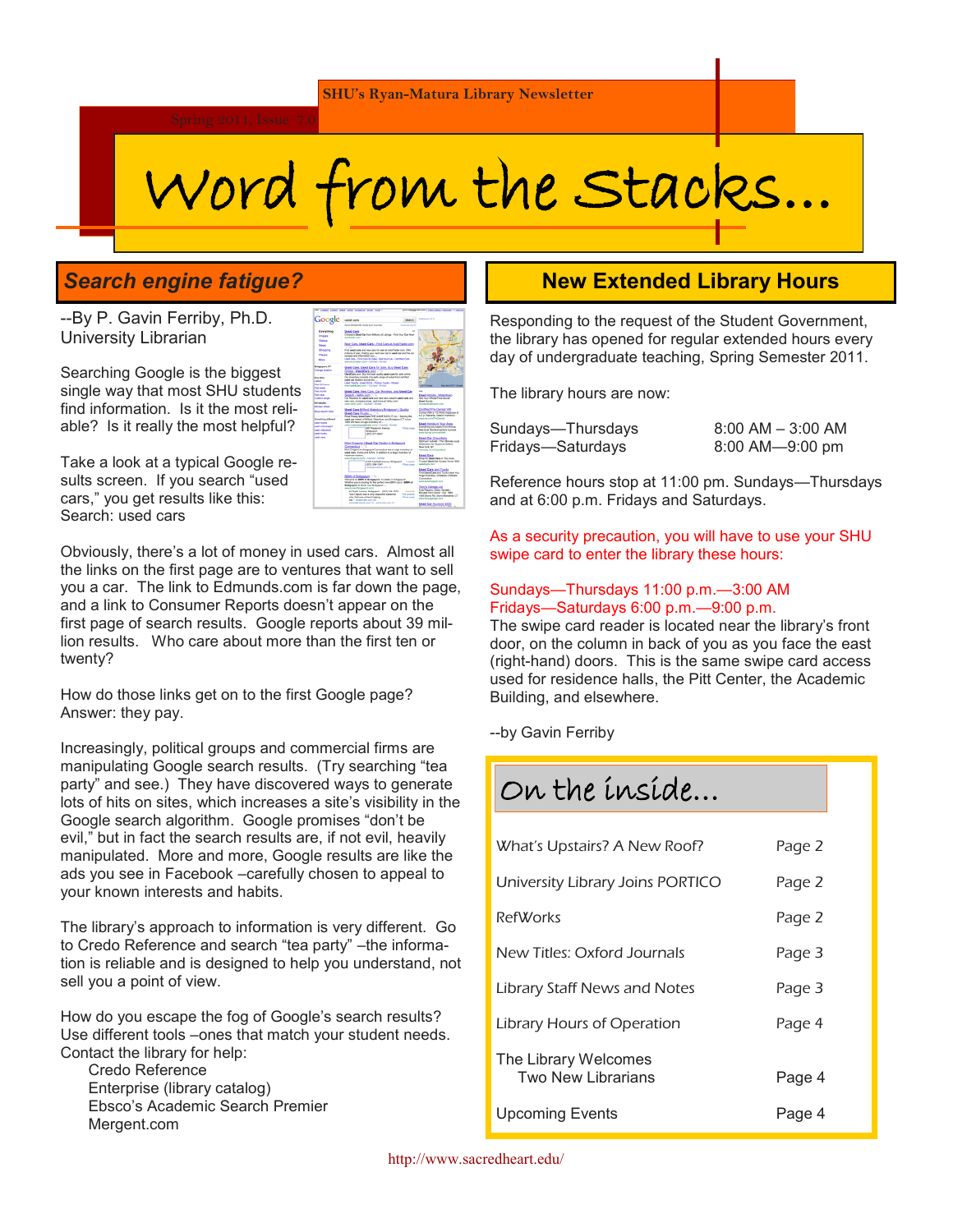SHU's Ryan-Matura Library Newsletter

Spring 2011, Issue 7.0

# Word from the Stacks...

## Search engine fatigue?

--By P. Gavin Ferriby, Ph.D.
University Librarian

Searching Google is the biggest single way that most SHU students find information. Is it the most reliable? Is it really the most helpful?

Take a look at a typical Google results screen. If you search "used cars," you get results like this:
Search: used cars

Obviously, there's a lot of money in used cars. Almost all the links on the first page are to ventures that want to sell you a car. The link to Edmunds.com is far down the page, and a link to Consumer Reports doesn't appear on the first page of search results. Google reports about 39 million results. Who care about more than the first ten or twenty?

How do those links get on to the first Google page? Answer: they pay.

Increasingly, political groups and commercial firms are manipulating Google search results. (Try searching "tea party" and see.) They have discovered ways to generate lots of hits on sites, which increases a site's visibility in the Google search algorithm. Google promises "don't be evil," but in fact the search results are, if not evil, heavily manipulated. More and more, Google results are like the ads you see in Facebook –carefully chosen to appeal to your known interests and habits.

The library's approach to information is very different. Go to Credo Reference and search "tea party" –the information is reliable and is designed to help you understand, not sell you a point of view.

How do you escape the fog of Google's search results? Use different tools –ones that match your student needs. Contact the library for help:

- Credo Reference
- Enterprise (library catalog)
- Ebsco's Academic Search Premier
- Mergent.com

## New Extended Library Hours

Responding to the request of the Student Government, the library has opened for regular extended hours every day of undergraduate teaching, Spring Semester 2011.

The library hours are now:

| | |
|---|---|
| Sundays—Thursdays | 8:00 AM – 3:00 AM |
| Fridays—Saturdays | 8:00 AM—9:00 pm |

Reference hours stop at 11:00 pm. Sundays—Thursdays and at 6:00 p.m. Fridays and Saturdays.

As a security precaution, you will have to use your SHU swipe card to enter the library these hours:

Sundays—Thursdays 11:00 p.m.—3:00 AM
Fridays—Saturdays 6:00 p.m.—9:00 p.m.

The swipe card reader is located near the library's front door, on the column in back of you as you face the east (right-hand) doors. This is the same swipe card access used for residence halls, the Pitt Center, the Academic Building, and elsewhere.

--by Gavin Ferriby

## On the inside...

| | |
|---|---|
| What's Upstairs? A New Roof? | Page 2 |
| University Library Joins PORTICO | Page 2 |
| RefWorks | Page 2 |
| New Titles: Oxford Journals | Page 3 |
| Library Staff News and Notes | Page 3 |
| Library Hours of Operation | Page 4 |
| The Library Welcomes Two New Librarians | Page 4 |
| Upcoming Events | Page 4 |

http://www.sacredheart.edu/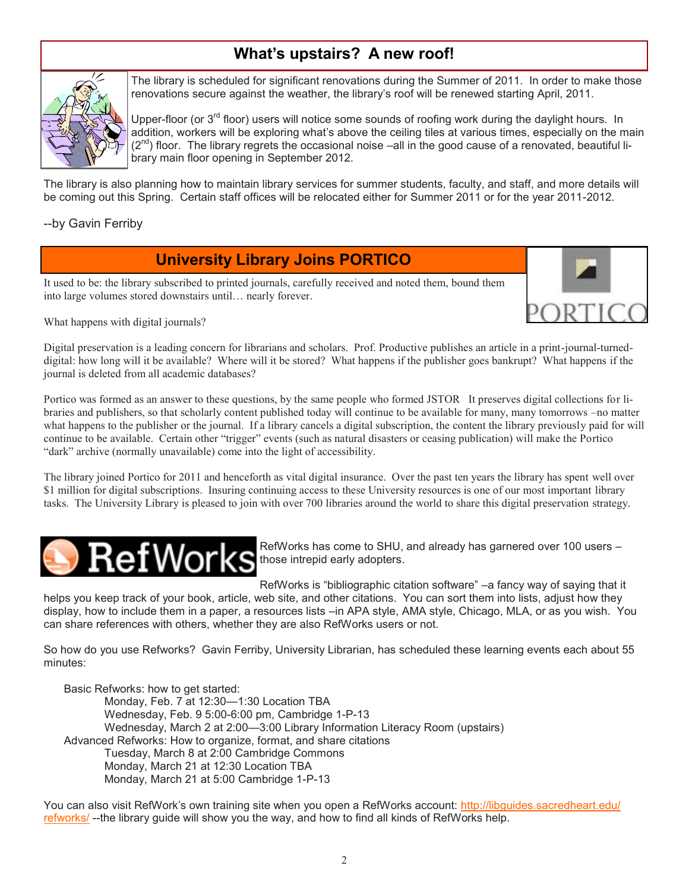## What's upstairs? A new roof!

The library is scheduled for significant renovations during the Summer of 2011. In order to make those renovations secure against the weather, the library's roof will be renewed starting April, 2011.

Upper-floor (or 3rd floor) users will notice some sounds of roofing work during the daylight hours. In addition, workers will be exploring what's above the ceiling tiles at various times, especially on the main (2nd) floor. The library regrets the occasional noise –all in the good cause of a renovated, beautiful library main floor opening in September 2012.

The library is also planning how to maintain library services for summer students, faculty, and staff, and more details will be coming out this Spring. Certain staff offices will be relocated either for Summer 2011 or for the year 2011-2012.

--by Gavin Ferriby

## University Library Joins PORTICO

It used to be: the library subscribed to printed journals, carefully received and noted them, bound them into large volumes stored downstairs until… nearly forever.

What happens with digital journals?

Digital preservation is a leading concern for librarians and scholars. Prof. Productive publishes an article in a print-journal-turned-digital: how long will it be available? Where will it be stored? What happens if the publisher goes bankrupt? What happens if the journal is deleted from all academic databases?

Portico was formed as an answer to these questions, by the same people who formed JSTOR It preserves digital collections for libraries and publishers, so that scholarly content published today will continue to be available for many, many tomorrows –no matter what happens to the publisher or the journal. If a library cancels a digital subscription, the content the library previously paid for will continue to be available. Certain other "trigger" events (such as natural disasters or ceasing publication) will make the Portico "dark" archive (normally unavailable) come into the light of accessibility.

The library joined Portico for 2011 and henceforth as vital digital insurance. Over the past ten years the library has spent well over $1 million for digital subscriptions. Insuring continuing access to these University resources is one of our most important library tasks. The University Library is pleased to join with over 700 libraries around the world to share this digital preservation strategy.

## RefWorks

RefWorks has come to SHU, and already has garnered over 100 users –those intrepid early adopters.

RefWorks is "bibliographic citation software" –a fancy way of saying that it helps you keep track of your book, article, web site, and other citations. You can sort them into lists, adjust how they display, how to include them in a paper, a resources lists –in APA style, AMA style, Chicago, MLA, or as you wish. You can share references with others, whether they are also RefWorks users or not.

So how do you use Refworks? Gavin Ferriby, University Librarian, has scheduled these learning events each about 55 minutes:

- Basic Refworks: how to get started:
  - Monday, Feb. 7 at 12:30—1:30 Location TBA
  - Wednesday, Feb. 9 5:00-6:00 pm, Cambridge 1-P-13
  - Wednesday, March 2 at 2:00—3:00 Library Information Literacy Room (upstairs)
- Advanced Refworks: How to organize, format, and share citations
  - Tuesday, March 8 at 2:00 Cambridge Commons
  - Monday, March 21 at 12:30 Location TBA
  - Monday, March 21 at 5:00 Cambridge 1-P-13

You can also visit RefWork's own training site when you open a RefWorks account: http://libguides.sacredheart.edu/refworks/ --the library guide will show you the way, and how to find all kinds of RefWorks help.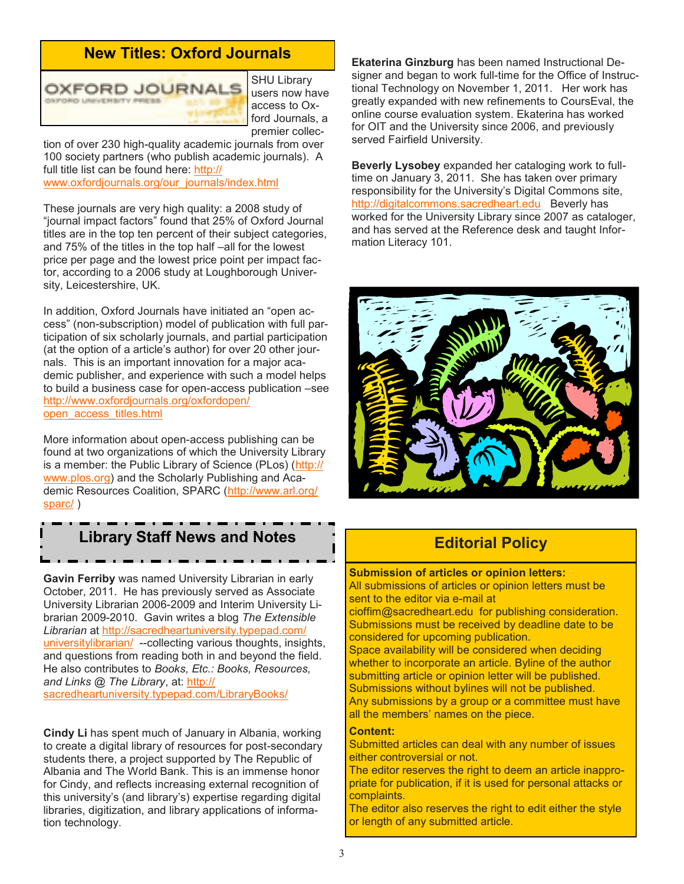## New Titles: Oxford Journals

SHU Library users now have access to Oxford Journals, a premier collection of over 230 high-quality academic journals from over 100 society partners (who publish academic journals). A full title list can be found here: http://www.oxfordjournals.org/our_journals/index.html

These journals are very high quality: a 2008 study of "journal impact factors" found that 25% of Oxford Journal titles are in the top ten percent of their subject categories, and 75% of the titles in the top half –all for the lowest price per page and the lowest price point per impact factor, according to a 2006 study at Loughborough University, Leicestershire, UK.

In addition, Oxford Journals have initiated an "open access" (non-subscription) model of publication with full participation of six scholarly journals, and partial participation (at the option of a article's author) for over 20 other journals. This is an important innovation for a major academic publisher, and experience with such a model helps to build a business case for open-access publication –see http://www.oxfordjournals.org/oxfordopen/open_access_titles.html

More information about open-access publishing can be found at two organizations of which the University Library is a member: the Public Library of Science (PLos) (http://www.plos.org) and the Scholarly Publishing and Academic Resources Coalition, SPARC (http://www.arl.org/sparc/ )

## Library Staff News and Notes

**Gavin Ferriby** was named University Librarian in early October, 2011. He has previously served as Associate University Librarian 2006-2009 and Interim University Librarian 2009-2010. Gavin writes a blog *The Extensible Librarian* at http://sacredheartuniversity.typepad.com/universitylibrarian/ --collecting various thoughts, insights, and questions from reading both in and beyond the field. He also contributes to *Books, Etc.: Books, Resources, and Links @ The Library*, at: http://sacredheartuniversity.typepad.com/LibraryBooks/

**Cindy Li** has spent much of January in Albania, working to create a digital library of resources for post-secondary students there, a project supported by The Republic of Albania and The World Bank. This is an immense honor for Cindy, and reflects increasing external recognition of this university's (and library's) expertise regarding digital libraries, digitization, and library applications of information technology.

**Ekaterina Ginzburg** has been named Instructional Designer and began to work full-time for the Office of Instructional Technology on November 1, 2011. Her work has greatly expanded with new refinements to CoursEval, the online course evaluation system. Ekaterina has worked for OIT and the University since 2006, and previously served Fairfield University.

**Beverly Lysobey** expanded her cataloging work to full-time on January 3, 2011. She has taken over primary responsibility for the University's Digital Commons site, http://digitalcommons.sacredheart.edu Beverly has worked for the University Library since 2007 as cataloger, and has served at the Reference desk and taught Information Literacy 101.

## Editorial Policy

**Submission of articles or opinion letters:**

All submissions of articles or opinion letters must be sent to the editor via e-mail at cioffim@sacredheart.edu for publishing consideration.
Submissions must be received by deadline date to be considered for upcoming publication.
Space availability will be considered when deciding whether to incorporate an article. Byline of the author submitting article or opinion letter will be published.
Submissions without bylines will not be published.
Any submissions by a group or a committee must have all the members' names on the piece.

**Content:**

Submitted articles can deal with any number of issues either controversial or not.
The editor reserves the right to deem an article inappropriate for publication, if it is used for personal attacks or complaints.
The editor also reserves the right to edit either the style or length of any submitted article.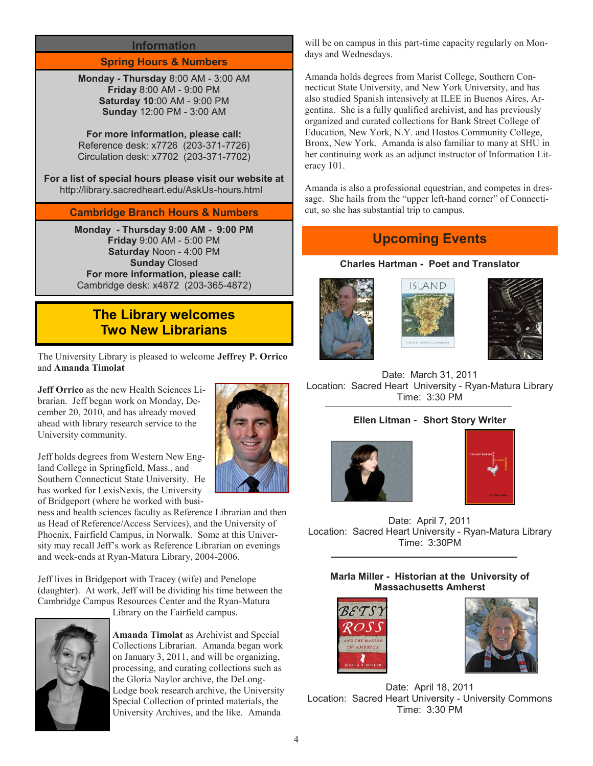## Information

### Spring Hours & Numbers

**Monday - Thursday** 8:00 AM - 3:00 AM
**Friday** 8:00 AM - 9:00 PM
**Saturday 10**:00 AM - 9:00 PM
**Sunday** 12:00 PM - 3:00 AM

**For more information, please call:**
Reference desk: x7726 (203-371-7726)
Circulation desk: x7702 (203-371-7702)

**For a list of special hours please visit our website at**
http://library.sacredheart.edu/AskUs-hours.html

### Cambridge Branch Hours & Numbers

**Monday - Thursday 9:00 AM - 9:00 PM**
**Friday** 9:00 AM - 5:00 PM
**Saturday** Noon - 4:00 PM
**Sunday** Closed
**For more information, please call:**
Cambridge desk: x4872 (203-365-4872)

## The Library welcomes Two New Librarians

The University Library is pleased to welcome **Jeffrey P. Orrico** and **Amanda Timolat**

**Jeff Orrico** as the new Health Sciences Librarian. Jeff began work on Monday, December 20, 2010, and has already moved ahead with library research service to the University community.

Jeff holds degrees from Western New England College in Springfield, Mass., and Southern Connecticut State University. He has worked for LexisNexis, the University of Bridgeport (where he worked with business and health sciences faculty as Reference Librarian and then as Head of Reference/Access Services), and the University of Phoenix, Fairfield Campus, in Norwalk. Some at this University may recall Jeff's work as Reference Librarian on evenings and week-ends at Ryan-Matura Library, 2004-2006.

Jeff lives in Bridgeport with Tracey (wife) and Penelope (daughter). At work, Jeff will be dividing his time between the Cambridge Campus Resources Center and the Ryan-Matura Library on the Fairfield campus.

**Amanda Timolat** as Archivist and Special Collections Librarian. Amanda began work on January 3, 2011, and will be organizing, processing, and curating collections such as the Gloria Naylor archive, the DeLong-Lodge book research archive, the University Special Collection of printed materials, the University Archives, and the like. Amanda will be on campus in this part-time capacity regularly on Mondays and Wednesdays.

Amanda holds degrees from Marist College, Southern Connecticut State University, and New York University, and has also studied Spanish intensively at ILEE in Buenos Aires, Argentina. She is a fully qualified archivist, and has previously organized and curated collections for Bank Street College of Education, New York, N.Y. and Hostos Community College, Bronx, New York. Amanda is also familiar to many at SHU in her continuing work as an adjunct instructor of Information Literacy 101.

Amanda is also a professional equestrian, and competes in dressage. She hails from the "upper left-hand corner" of Connecticut, so she has substantial trip to campus.

## Upcoming Events

**Charles Hartman - Poet and Translator**

Date: March 31, 2011
Location: Sacred Heart University - Ryan-Matura Library
Time: 3:30 PM

**Ellen Litman - Short Story Writer**

Date: April 7, 2011
Location: Sacred Heart University - Ryan-Matura Library
Time: 3:30PM

**Marla Miller - Historian at the University of Massachusetts Amherst**

Date: April 18, 2011
Location: Sacred Heart University - University Commons
Time: 3:30 PM